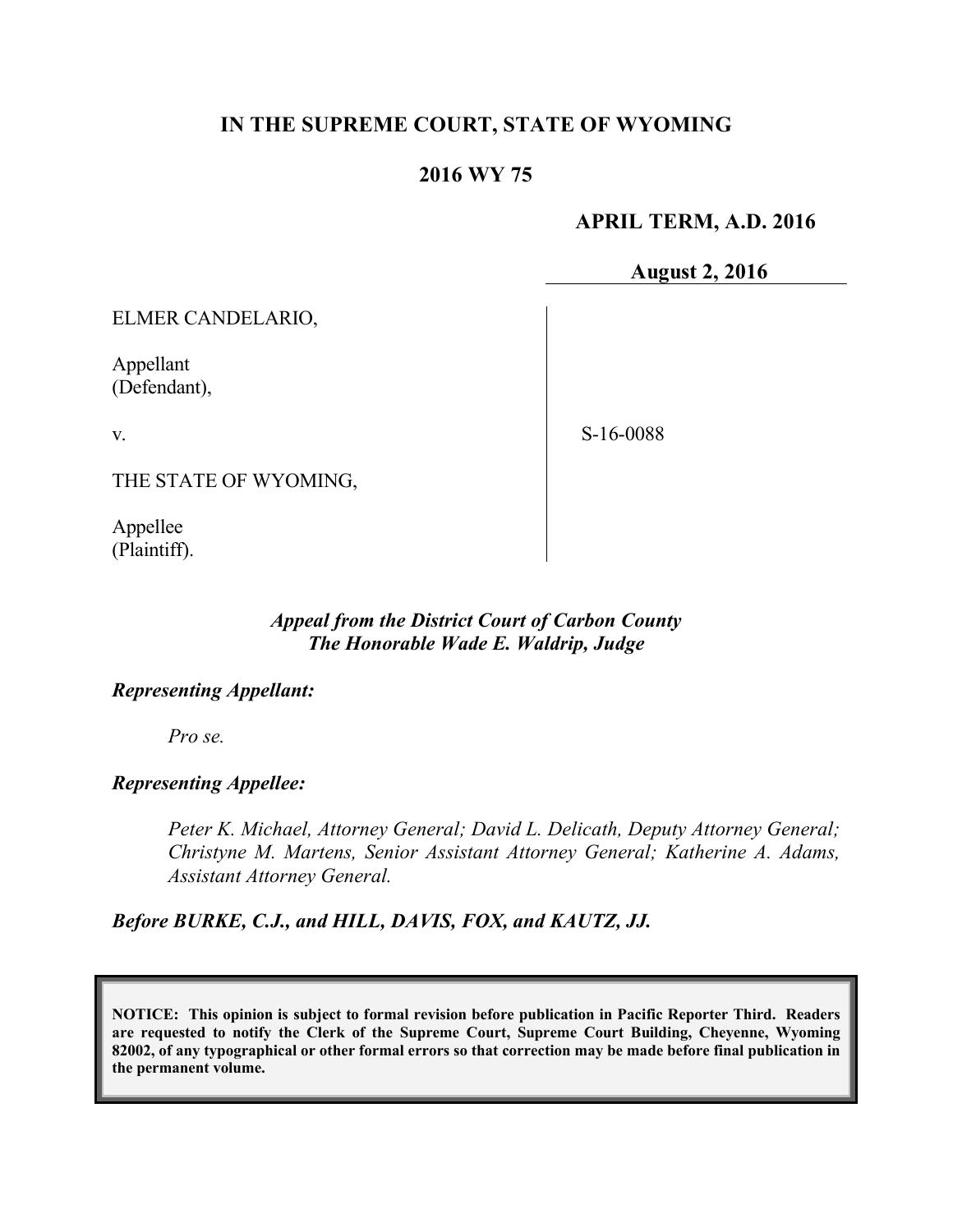**IN THE SUPREME COURT, STATE OF WYOMING**

**2016 WY 75**

**APRIL TERM, A.D. 2016**

**August 2, 2016**

ELMER CANDELARIO,

Appellant
(Defendant),

v.

THE STATE OF WYOMING,

Appellee
(Plaintiff).

S-16-0088

***Appeal from the District Court of Carbon County***
***The Honorable Wade E. Waldrip, Judge***

***Representing Appellant:***

*Pro se.*

***Representing Appellee:***

*Peter K. Michael, Attorney General; David L. Delicath, Deputy Attorney General; Christyne M. Martens, Senior Assistant Attorney General; Katherine A. Adams, Assistant Attorney General.*

***Before BURKE, C.J., and HILL, DAVIS, FOX, and KAUTZ, JJ.***

**NOTICE: This opinion is subject to formal revision before publication in Pacific Reporter Third. Readers are requested to notify the Clerk of the Supreme Court, Supreme Court Building, Cheyenne, Wyoming 82002, of any typographical or other formal errors so that correction may be made before final publication in the permanent volume.**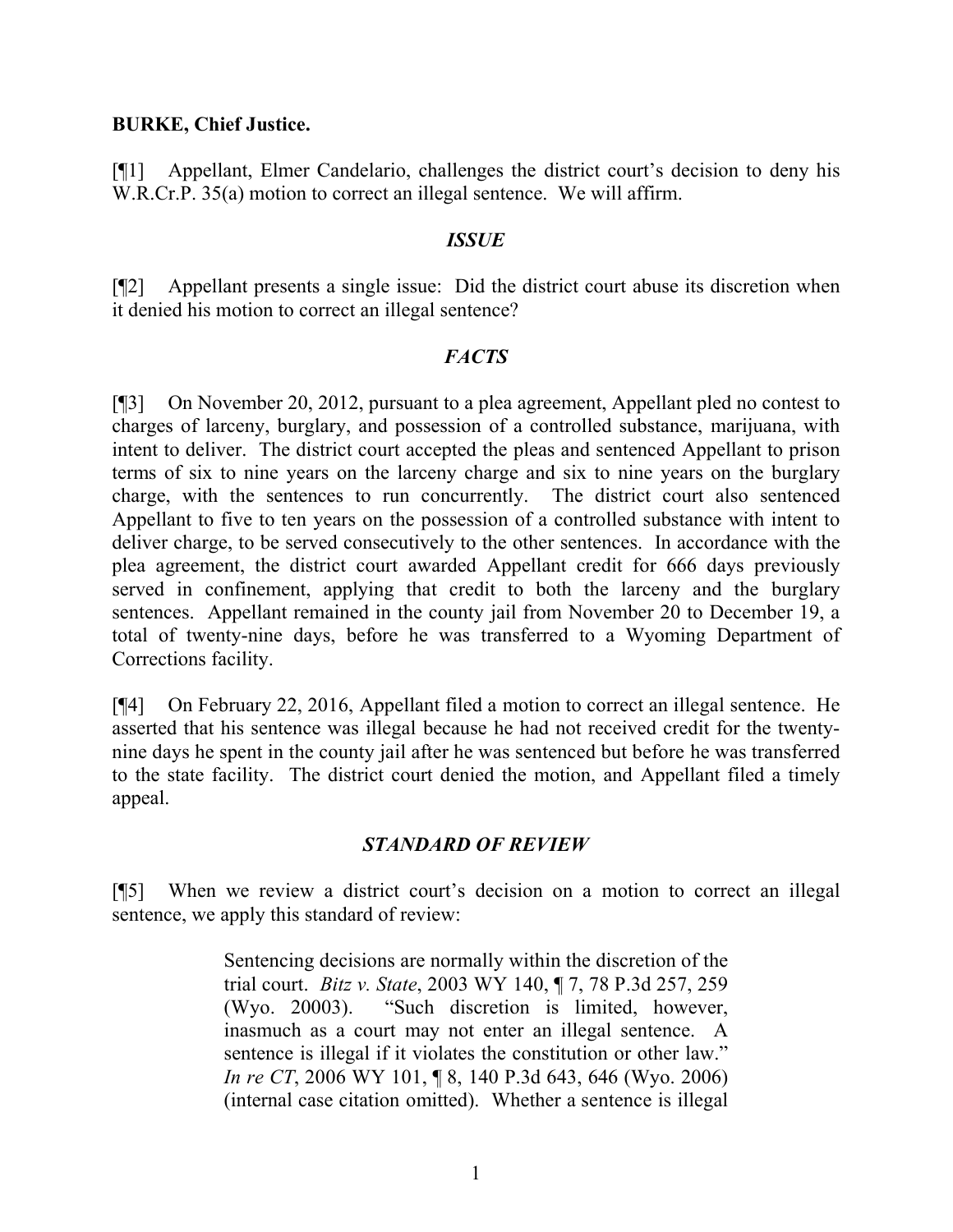**BURKE, Chief Justice.**

[¶1] Appellant, Elmer Candelario, challenges the district court's decision to deny his W.R.Cr.P. 35(a) motion to correct an illegal sentence. We will affirm.

### *ISSUE*

[¶2] Appellant presents a single issue: Did the district court abuse its discretion when it denied his motion to correct an illegal sentence?

### *FACTS*

[¶3] On November 20, 2012, pursuant to a plea agreement, Appellant pled no contest to charges of larceny, burglary, and possession of a controlled substance, marijuana, with intent to deliver. The district court accepted the pleas and sentenced Appellant to prison terms of six to nine years on the larceny charge and six to nine years on the burglary charge, with the sentences to run concurrently. The district court also sentenced Appellant to five to ten years on the possession of a controlled substance with intent to deliver charge, to be served consecutively to the other sentences. In accordance with the plea agreement, the district court awarded Appellant credit for 666 days previously served in confinement, applying that credit to both the larceny and the burglary sentences. Appellant remained in the county jail from November 20 to December 19, a total of twenty-nine days, before he was transferred to a Wyoming Department of Corrections facility.

[¶4] On February 22, 2016, Appellant filed a motion to correct an illegal sentence. He asserted that his sentence was illegal because he had not received credit for the twenty-nine days he spent in the county jail after he was sentenced but before he was transferred to the state facility. The district court denied the motion, and Appellant filed a timely appeal.

### *STANDARD OF REVIEW*

[¶5] When we review a district court's decision on a motion to correct an illegal sentence, we apply this standard of review:

> Sentencing decisions are normally within the discretion of the trial court. *Bitz v. State*, 2003 WY 140, ¶ 7, 78 P.3d 257, 259 (Wyo. 20003). "Such discretion is limited, however, inasmuch as a court may not enter an illegal sentence. A sentence is illegal if it violates the constitution or other law." *In re CT*, 2006 WY 101, ¶ 8, 140 P.3d 643, 646 (Wyo. 2006) (internal case citation omitted). Whether a sentence is illegal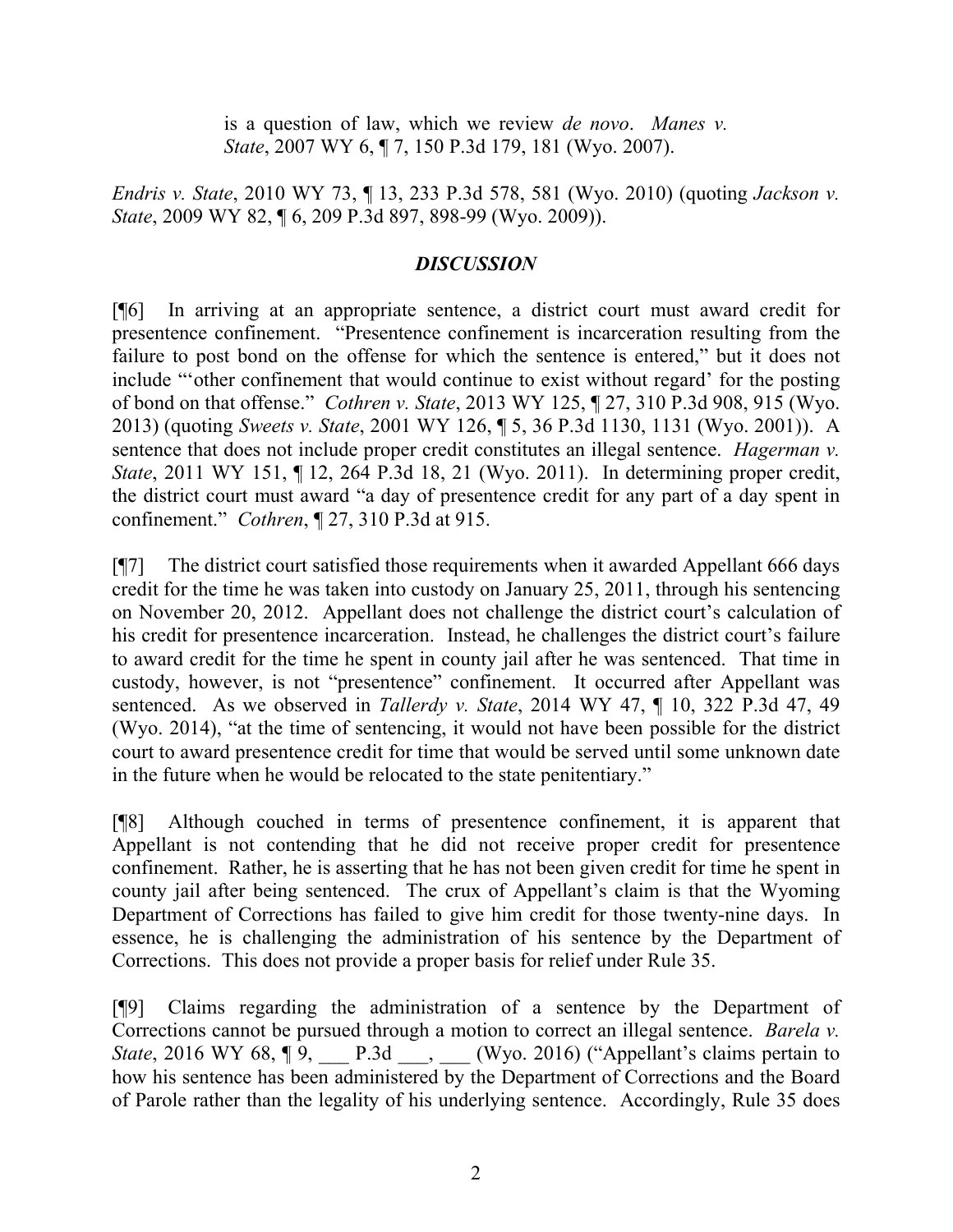is a question of law, which we review *de novo*. *Manes v. State*, 2007 WY 6, ¶ 7, 150 P.3d 179, 181 (Wyo. 2007).

*Endris v. State*, 2010 WY 73, ¶ 13, 233 P.3d 578, 581 (Wyo. 2010) (quoting *Jackson v. State*, 2009 WY 82, ¶ 6, 209 P.3d 897, 898-99 (Wyo. 2009)).

## *DISCUSSION*

[¶6] In arriving at an appropriate sentence, a district court must award credit for presentence confinement. "Presentence confinement is incarceration resulting from the failure to post bond on the offense for which the sentence is entered," but it does not include "'other confinement that would continue to exist without regard' for the posting of bond on that offense." *Cothren v. State*, 2013 WY 125, ¶ 27, 310 P.3d 908, 915 (Wyo. 2013) (quoting *Sweets v. State*, 2001 WY 126, ¶ 5, 36 P.3d 1130, 1131 (Wyo. 2001)). A sentence that does not include proper credit constitutes an illegal sentence. *Hagerman v. State*, 2011 WY 151, ¶ 12, 264 P.3d 18, 21 (Wyo. 2011). In determining proper credit, the district court must award "a day of presentence credit for any part of a day spent in confinement." *Cothren*, ¶ 27, 310 P.3d at 915.

[¶7] The district court satisfied those requirements when it awarded Appellant 666 days credit for the time he was taken into custody on January 25, 2011, through his sentencing on November 20, 2012. Appellant does not challenge the district court's calculation of his credit for presentence incarceration. Instead, he challenges the district court's failure to award credit for the time he spent in county jail after he was sentenced. That time in custody, however, is not "presentence" confinement. It occurred after Appellant was sentenced. As we observed in *Tallerdy v. State*, 2014 WY 47, ¶ 10, 322 P.3d 47, 49 (Wyo. 2014), "at the time of sentencing, it would not have been possible for the district court to award presentence credit for time that would be served until some unknown date in the future when he would be relocated to the state penitentiary."

[¶8] Although couched in terms of presentence confinement, it is apparent that Appellant is not contending that he did not receive proper credit for presentence confinement. Rather, he is asserting that he has not been given credit for time he spent in county jail after being sentenced. The crux of Appellant's claim is that the Wyoming Department of Corrections has failed to give him credit for those twenty-nine days. In essence, he is challenging the administration of his sentence by the Department of Corrections. This does not provide a proper basis for relief under Rule 35.

[¶9] Claims regarding the administration of a sentence by the Department of Corrections cannot be pursued through a motion to correct an illegal sentence. *Barela v. State*, 2016 WY 68, ¶ 9, ___ P.3d ___, ___ (Wyo. 2016) ("Appellant's claims pertain to how his sentence has been administered by the Department of Corrections and the Board of Parole rather than the legality of his underlying sentence. Accordingly, Rule 35 does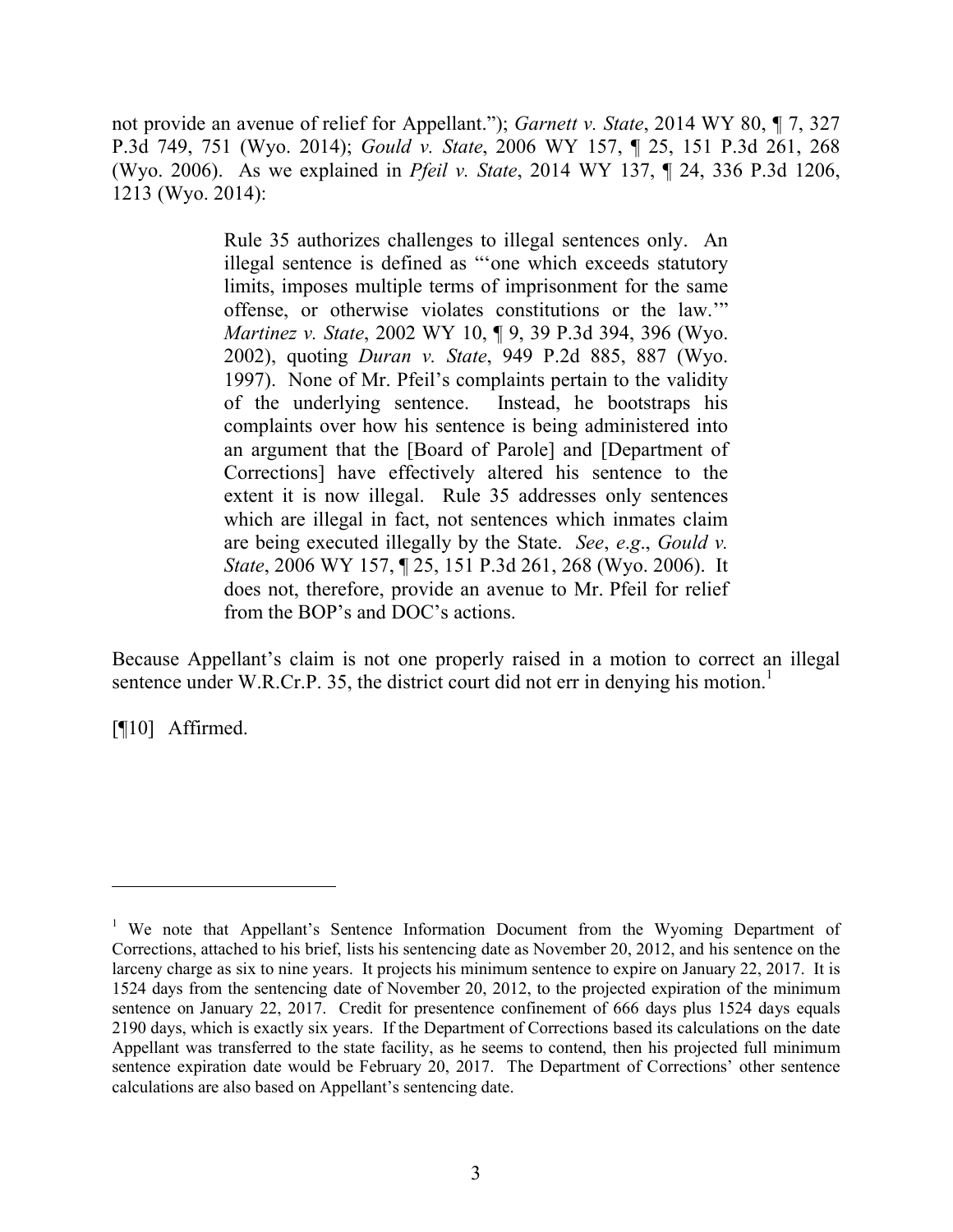not provide an avenue of relief for Appellant."); *Garnett v. State*, 2014 WY 80, ¶ 7, 327 P.3d 749, 751 (Wyo. 2014); *Gould v. State*, 2006 WY 157, ¶ 25, 151 P.3d 261, 268 (Wyo. 2006). As we explained in *Pfeil v. State*, 2014 WY 137, ¶ 24, 336 P.3d 1206, 1213 (Wyo. 2014):

> Rule 35 authorizes challenges to illegal sentences only. An illegal sentence is defined as "'one which exceeds statutory limits, imposes multiple terms of imprisonment for the same offense, or otherwise violates constitutions or the law.'" *Martinez v. State*, 2002 WY 10, ¶ 9, 39 P.3d 394, 396 (Wyo. 2002), quoting *Duran v. State*, 949 P.2d 885, 887 (Wyo. 1997). None of Mr. Pfeil's complaints pertain to the validity of the underlying sentence. Instead, he bootstraps his complaints over how his sentence is being administered into an argument that the [Board of Parole] and [Department of Corrections] have effectively altered his sentence to the extent it is now illegal. Rule 35 addresses only sentences which are illegal in fact, not sentences which inmates claim are being executed illegally by the State. *See*, *e.g*., *Gould v. State*, 2006 WY 157, ¶ 25, 151 P.3d 261, 268 (Wyo. 2006). It does not, therefore, provide an avenue to Mr. Pfeil for relief from the BOP's and DOC's actions.

Because Appellant's claim is not one properly raised in a motion to correct an illegal sentence under W.R.Cr.P. 35, the district court did not err in denying his motion.[1]

[¶10] Affirmed.

---

[1] We note that Appellant's Sentence Information Document from the Wyoming Department of Corrections, attached to his brief, lists his sentencing date as November 20, 2012, and his sentence on the larceny charge as six to nine years. It projects his minimum sentence to expire on January 22, 2017. It is 1524 days from the sentencing date of November 20, 2012, to the projected expiration of the minimum sentence on January 22, 2017. Credit for presentence confinement of 666 days plus 1524 days equals 2190 days, which is exactly six years. If the Department of Corrections based its calculations on the date Appellant was transferred to the state facility, as he seems to contend, then his projected full minimum sentence expiration date would be February 20, 2017. The Department of Corrections' other sentence calculations are also based on Appellant's sentencing date.